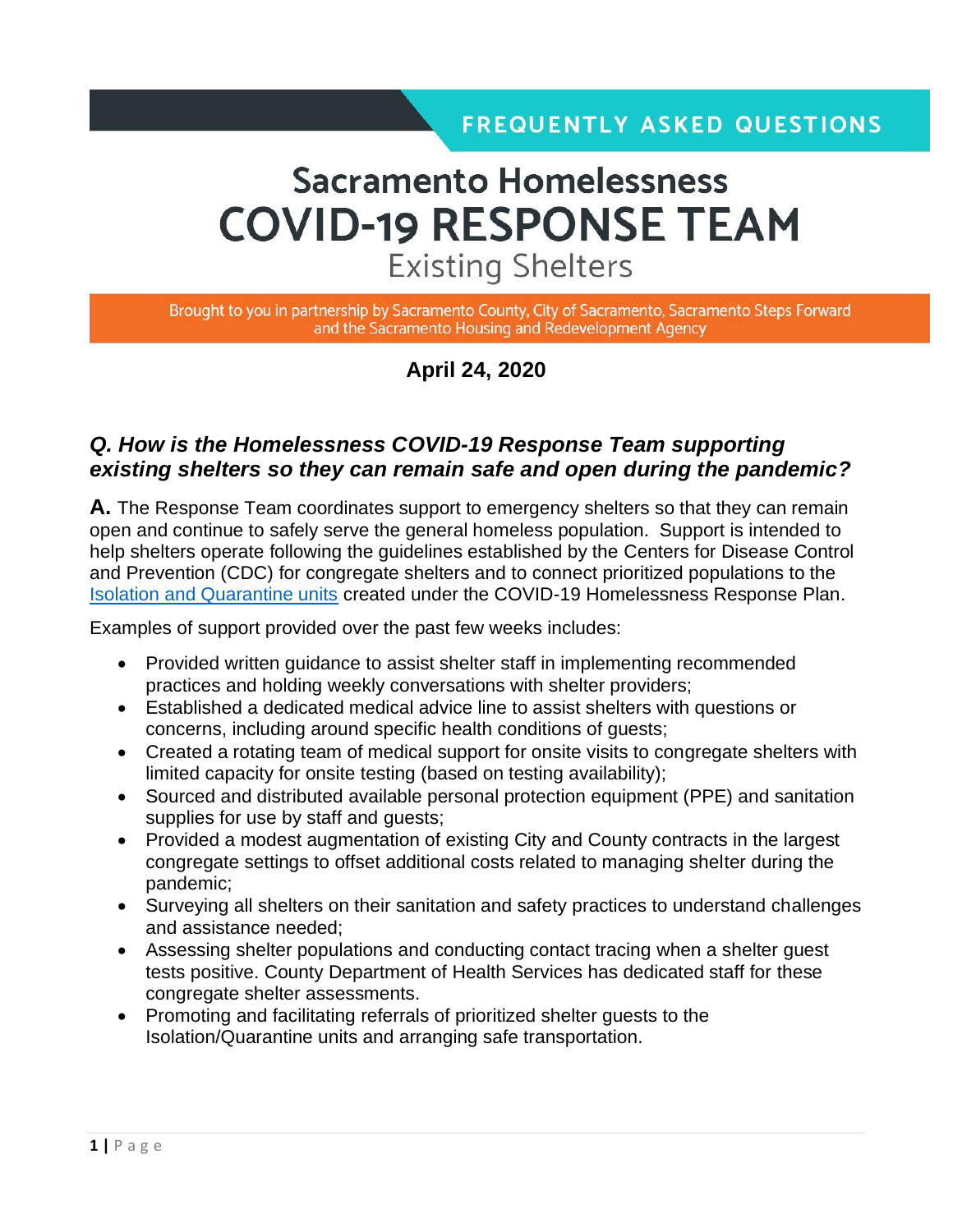FREQUENTLY ASKED QUESTIONS

# Sacramento Homelessness COVID-19 RESPONSE TEAM

## Existing Shelters

Brought to you in partnership by Sacramento County, City of Sacramento, Sacramento Steps Forward and the Sacramento Housing and Redevelopment Agency

**April 24, 2020**

### *Q. How is the Homelessness COVID-19 Response Team supporting existing shelters so they can remain safe and open during the pandemic?*

**A.** The Response Team coordinates support to emergency shelters so that they can remain open and continue to safely serve the general homeless population. Support is intended to help shelters operate following the guidelines established by the Centers for Disease Control and Prevention (CDC) for congregate shelters and to connect prioritized populations to the Isolation and Quarantine units created under the COVID-19 Homelessness Response Plan.

Examples of support provided over the past few weeks includes:

- Provided written guidance to assist shelter staff in implementing recommended practices and holding weekly conversations with shelter providers;
- Established a dedicated medical advice line to assist shelters with questions or concerns, including around specific health conditions of guests;
- Created a rotating team of medical support for onsite visits to congregate shelters with limited capacity for onsite testing (based on testing availability);
- Sourced and distributed available personal protection equipment (PPE) and sanitation supplies for use by staff and guests;
- Provided a modest augmentation of existing City and County contracts in the largest congregate settings to offset additional costs related to managing shelter during the pandemic;
- Surveying all shelters on their sanitation and safety practices to understand challenges and assistance needed;
- Assessing shelter populations and conducting contact tracing when a shelter guest tests positive. County Department of Health Services has dedicated staff for these congregate shelter assessments.
- Promoting and facilitating referrals of prioritized shelter guests to the Isolation/Quarantine units and arranging safe transportation.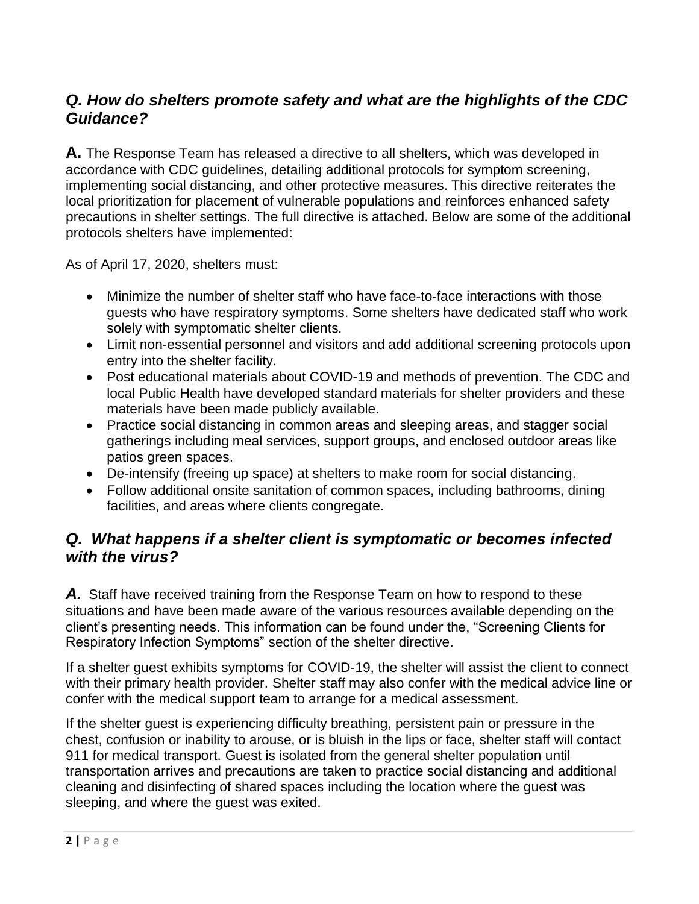## *Q. How do shelters promote safety and what are the highlights of the CDC Guidance?*

**A.** The Response Team has released a directive to all shelters, which was developed in accordance with CDC guidelines, detailing additional protocols for symptom screening, implementing social distancing, and other protective measures. This directive reiterates the local prioritization for placement of vulnerable populations and reinforces enhanced safety precautions in shelter settings. The full directive is attached. Below are some of the additional protocols shelters have implemented:

As of April 17, 2020, shelters must:

- Minimize the number of shelter staff who have face-to-face interactions with those guests who have respiratory symptoms. Some shelters have dedicated staff who work solely with symptomatic shelter clients.
- Limit non-essential personnel and visitors and add additional screening protocols upon entry into the shelter facility.
- Post educational materials about COVID-19 and methods of prevention. The CDC and local Public Health have developed standard materials for shelter providers and these materials have been made publicly available.
- Practice social distancing in common areas and sleeping areas, and stagger social gatherings including meal services, support groups, and enclosed outdoor areas like patios green spaces.
- De-intensify (freeing up space) at shelters to make room for social distancing.
- Follow additional onsite sanitation of common spaces, including bathrooms, dining facilities, and areas where clients congregate.

## *Q. What happens if a shelter client is symptomatic or becomes infected with the virus?*

***A.*** Staff have received training from the Response Team on how to respond to these situations and have been made aware of the various resources available depending on the client's presenting needs. This information can be found under the, "Screening Clients for Respiratory Infection Symptoms" section of the shelter directive.

If a shelter guest exhibits symptoms for COVID-19, the shelter will assist the client to connect with their primary health provider. Shelter staff may also confer with the medical advice line or confer with the medical support team to arrange for a medical assessment.

If the shelter guest is experiencing difficulty breathing, persistent pain or pressure in the chest, confusion or inability to arouse, or is bluish in the lips or face, shelter staff will contact 911 for medical transport. Guest is isolated from the general shelter population until transportation arrives and precautions are taken to practice social distancing and additional cleaning and disinfecting of shared spaces including the location where the guest was sleeping, and where the guest was exited.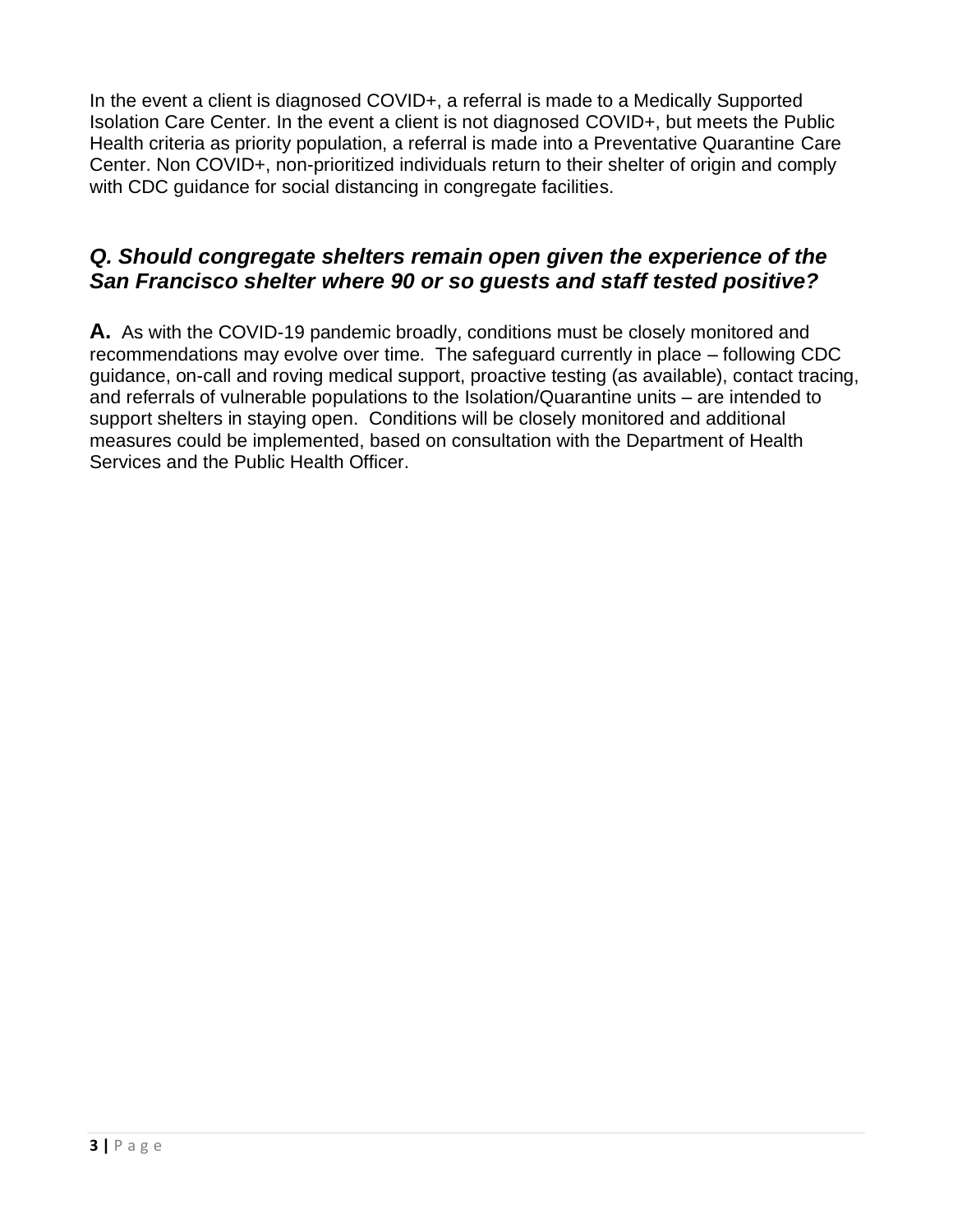In the event a client is diagnosed COVID+, a referral is made to a Medically Supported Isolation Care Center. In the event a client is not diagnosed COVID+, but meets the Public Health criteria as priority population, a referral is made into a Preventative Quarantine Care Center. Non COVID+, non-prioritized individuals return to their shelter of origin and comply with CDC guidance for social distancing in congregate facilities.

### *Q. Should congregate shelters remain open given the experience of the San Francisco shelter where 90 or so guests and staff tested positive?*

**A.** As with the COVID-19 pandemic broadly, conditions must be closely monitored and recommendations may evolve over time. The safeguard currently in place – following CDC guidance, on-call and roving medical support, proactive testing (as available), contact tracing, and referrals of vulnerable populations to the Isolation/Quarantine units – are intended to support shelters in staying open. Conditions will be closely monitored and additional measures could be implemented, based on consultation with the Department of Health Services and the Public Health Officer.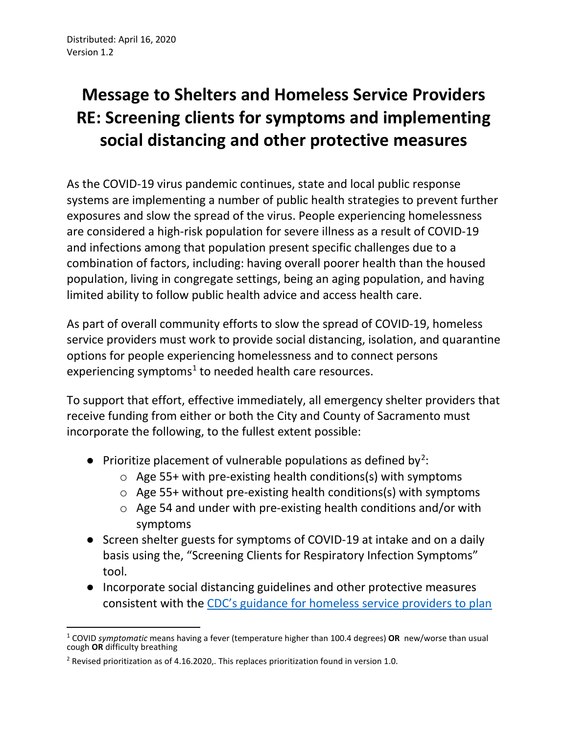Distributed: April 16, 2020
Version 1.2

# Message to Shelters and Homeless Service Providers RE: Screening clients for symptoms and implementing social distancing and other protective measures

As the COVID-19 virus pandemic continues, state and local public response systems are implementing a number of public health strategies to prevent further exposures and slow the spread of the virus. People experiencing homelessness are considered a high-risk population for severe illness as a result of COVID-19 and infections among that population present specific challenges due to a combination of factors, including: having overall poorer health than the housed population, living in congregate settings, being an aging population, and having limited ability to follow public health advice and access health care.

As part of overall community efforts to slow the spread of COVID-19, homeless service providers must work to provide social distancing, isolation, and quarantine options for people experiencing homelessness and to connect persons experiencing symptoms[1] to needed health care resources.

To support that effort, effective immediately, all emergency shelter providers that receive funding from either or both the City and County of Sacramento must incorporate the following, to the fullest extent possible:

- Prioritize placement of vulnerable populations as defined by[2]:
  - Age 55+ with pre-existing health conditions(s) with symptoms
  - Age 55+ without pre-existing health conditions(s) with symptoms
  - Age 54 and under with pre-existing health conditions and/or with symptoms
- Screen shelter guests for symptoms of COVID-19 at intake and on a daily basis using the, "Screening Clients for Respiratory Infection Symptoms" tool.
- Incorporate social distancing guidelines and other protective measures consistent with the [CDC's guidance for homeless service providers to plan

---

[1] COVID *symptomatic* means having a fever (temperature higher than 100.4 degrees) **OR** new/worse than usual cough **OR** difficulty breathing

[2] Revised prioritization as of 4.16.2020,. This replaces prioritization found in version 1.0.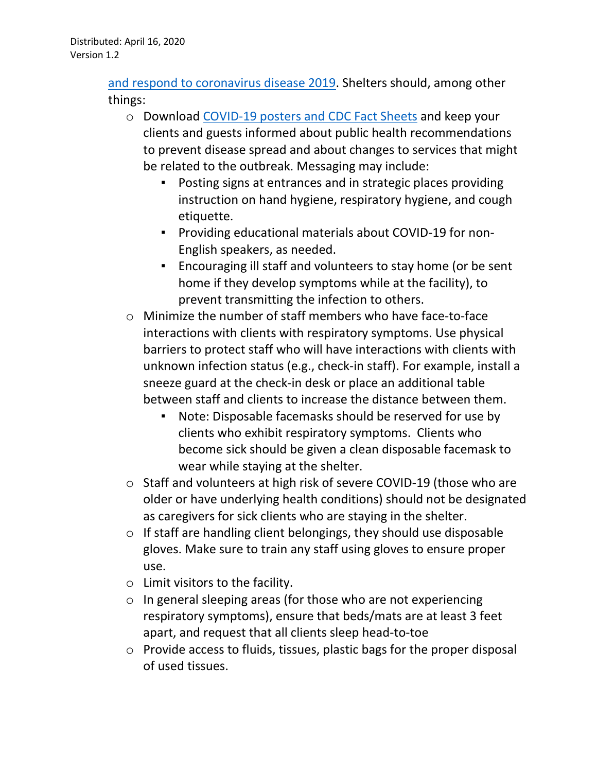and respond to coronavirus disease 2019. Shelters should, among other things:

- Download COVID-19 posters and CDC Fact Sheets and keep your clients and guests informed about public health recommendations to prevent disease spread and about changes to services that might be related to the outbreak. Messaging may include:
    - Posting signs at entrances and in strategic places providing instruction on hand hygiene, respiratory hygiene, and cough etiquette.
    - Providing educational materials about COVID-19 for non-English speakers, as needed.
    - Encouraging ill staff and volunteers to stay home (or be sent home if they develop symptoms while at the facility), to prevent transmitting the infection to others.
- Minimize the number of staff members who have face-to-face interactions with clients with respiratory symptoms. Use physical barriers to protect staff who will have interactions with clients with unknown infection status (e.g., check-in staff). For example, install a sneeze guard at the check-in desk or place an additional table between staff and clients to increase the distance between them.
    - Note: Disposable facemasks should be reserved for use by clients who exhibit respiratory symptoms. Clients who become sick should be given a clean disposable facemask to wear while staying at the shelter.
- Staff and volunteers at high risk of severe COVID-19 (those who are older or have underlying health conditions) should not be designated as caregivers for sick clients who are staying in the shelter.
- If staff are handling client belongings, they should use disposable gloves. Make sure to train any staff using gloves to ensure proper use.
- Limit visitors to the facility.
- In general sleeping areas (for those who are not experiencing respiratory symptoms), ensure that beds/mats are at least 3 feet apart, and request that all clients sleep head-to-toe
- Provide access to fluids, tissues, plastic bags for the proper disposal of used tissues.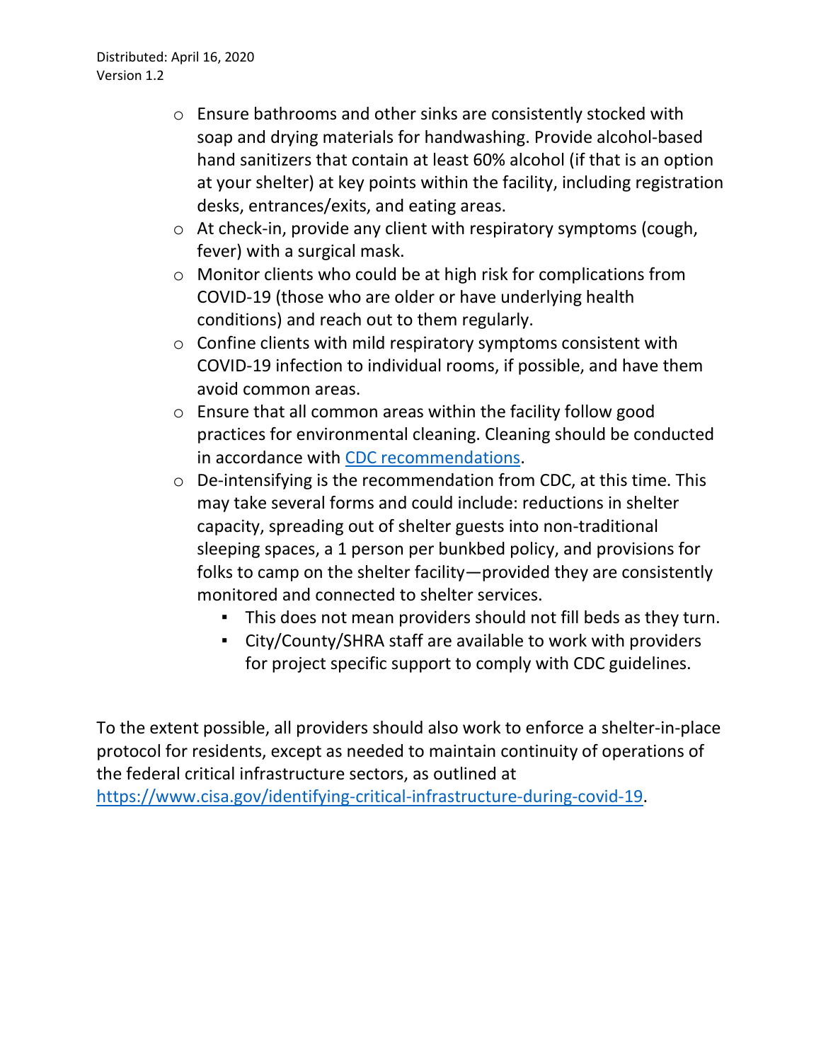- Ensure bathrooms and other sinks are consistently stocked with soap and drying materials for handwashing. Provide alcohol-based hand sanitizers that contain at least 60% alcohol (if that is an option at your shelter) at key points within the facility, including registration desks, entrances/exits, and eating areas.
- At check-in, provide any client with respiratory symptoms (cough, fever) with a surgical mask.
- Monitor clients who could be at high risk for complications from COVID-19 (those who are older or have underlying health conditions) and reach out to them regularly.
- Confine clients with mild respiratory symptoms consistent with COVID-19 infection to individual rooms, if possible, and have them avoid common areas.
- Ensure that all common areas within the facility follow good practices for environmental cleaning. Cleaning should be conducted in accordance with CDC recommendations.
- De-intensifying is the recommendation from CDC, at this time. This may take several forms and could include: reductions in shelter capacity, spreading out of shelter guests into non-traditional sleeping spaces, a 1 person per bunkbed policy, and provisions for folks to camp on the shelter facility—provided they are consistently monitored and connected to shelter services.
  - This does not mean providers should not fill beds as they turn.
  - City/County/SHRA staff are available to work with providers for project specific support to comply with CDC guidelines.

To the extent possible, all providers should also work to enforce a shelter-in-place protocol for residents, except as needed to maintain continuity of operations of the federal critical infrastructure sectors, as outlined at https://www.cisa.gov/identifying-critical-infrastructure-during-covid-19.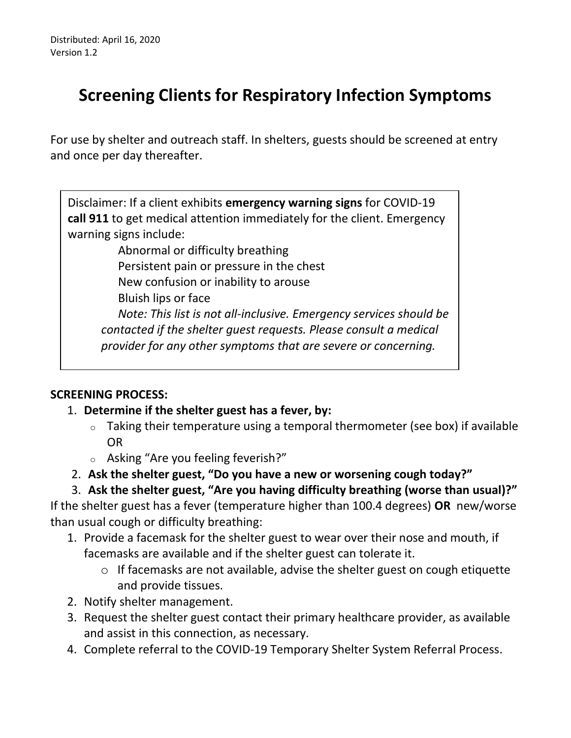Distributed: April 16, 2020
Version 1.2

# Screening Clients for Respiratory Infection Symptoms

For use by shelter and outreach staff. In shelters, guests should be screened at entry and once per day thereafter.

> Disclaimer: If a client exhibits **emergency warning signs** for COVID-19 **call 911** to get medical attention immediately for the client. Emergency warning signs include:
>
> Abnormal or difficulty breathing
> Persistent pain or pressure in the chest
> New confusion or inability to arouse
> Bluish lips or face
>
> *Note: This list is not all-inclusive. Emergency services should be contacted if the shelter guest requests. Please consult a medical provider for any other symptoms that are severe or concerning.*

**SCREENING PROCESS:**

1. **Determine if the shelter guest has a fever, by:**
   - Taking their temperature using a temporal thermometer (see box) if available OR
   - Asking "Are you feeling feverish?"
2. **Ask the shelter guest, "Do you have a new or worsening cough today?"**
3. **Ask the shelter guest, "Are you having difficulty breathing (worse than usual)?"**

If the shelter guest has a fever (temperature higher than 100.4 degrees) **OR** new/worse than usual cough or difficulty breathing:

1. Provide a facemask for the shelter guest to wear over their nose and mouth, if facemasks are available and if the shelter guest can tolerate it.
   - If facemasks are not available, advise the shelter guest on cough etiquette and provide tissues.
2. Notify shelter management.
3. Request the shelter guest contact their primary healthcare provider, as available and assist in this connection, as necessary.
4. Complete referral to the COVID-19 Temporary Shelter System Referral Process.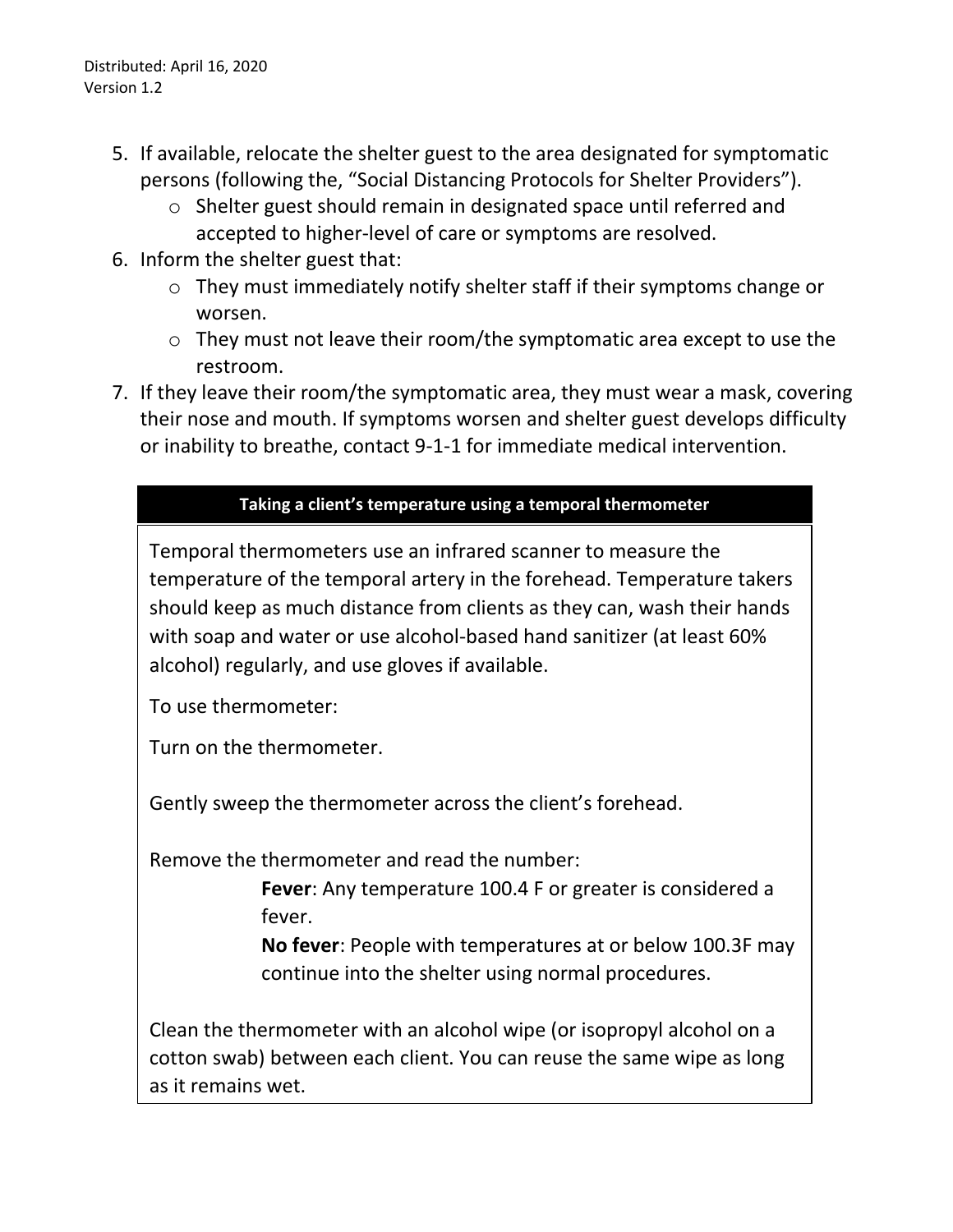5. If available, relocate the shelter guest to the area designated for symptomatic persons (following the, "Social Distancing Protocols for Shelter Providers").
    - Shelter guest should remain in designated space until referred and accepted to higher-level of care or symptoms are resolved.
6. Inform the shelter guest that:
    - They must immediately notify shelter staff if their symptoms change or worsen.
    - They must not leave their room/the symptomatic area except to use the restroom.
7. If they leave their room/the symptomatic area, they must wear a mask, covering their nose and mouth. If symptoms worsen and shelter guest develops difficulty or inability to breathe, contact 9-1-1 for immediate medical intervention.

### Taking a client's temperature using a temporal thermometer

Temporal thermometers use an infrared scanner to measure the temperature of the temporal artery in the forehead. Temperature takers should keep as much distance from clients as they can, wash their hands with soap and water or use alcohol-based hand sanitizer (at least 60% alcohol) regularly, and use gloves if available.

To use thermometer:

Turn on the thermometer.

Gently sweep the thermometer across the client's forehead.

Remove the thermometer and read the number:

> **Fever**: Any temperature 100.4 F or greater is considered a fever.
>
> **No fever**: People with temperatures at or below 100.3F may continue into the shelter using normal procedures.

Clean the thermometer with an alcohol wipe (or isopropyl alcohol on a cotton swab) between each client. You can reuse the same wipe as long as it remains wet.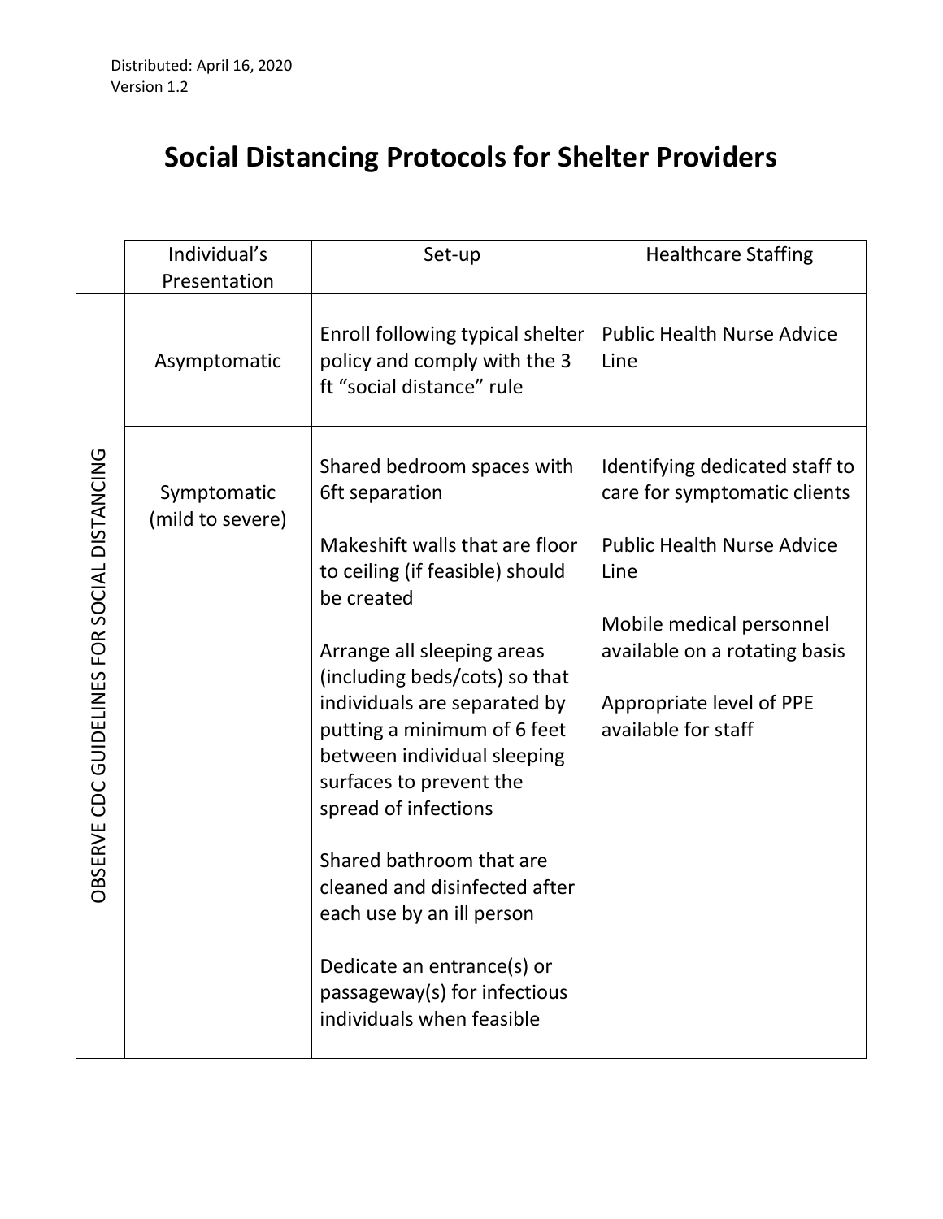Distributed: April 16, 2020
Version 1.2

# Social Distancing Protocols for Shelter Providers

| | Individual's Presentation | Set-up | Healthcare Staffing |
|---|---|---|---|
| OBSERVE CDC GUIDELINES FOR SOCIAL DISTANCING | Asymptomatic | Enroll following typical shelter policy and comply with the 3 ft "social distance" rule | Public Health Nurse Advice Line |
| | Symptomatic (mild to severe) | Shared bedroom spaces with 6ft separation<br><br>Makeshift walls that are floor to ceiling (if feasible) should be created<br><br>Arrange all sleeping areas (including beds/cots) so that individuals are separated by putting a minimum of 6 feet between individual sleeping surfaces to prevent the spread of infections<br><br>Shared bathroom that are cleaned and disinfected after each use by an ill person<br><br>Dedicate an entrance(s) or passageway(s) for infectious individuals when feasible | Identifying dedicated staff to care for symptomatic clients<br><br>Public Health Nurse Advice Line<br><br>Mobile medical personnel available on a rotating basis<br><br>Appropriate level of PPE available for staff |